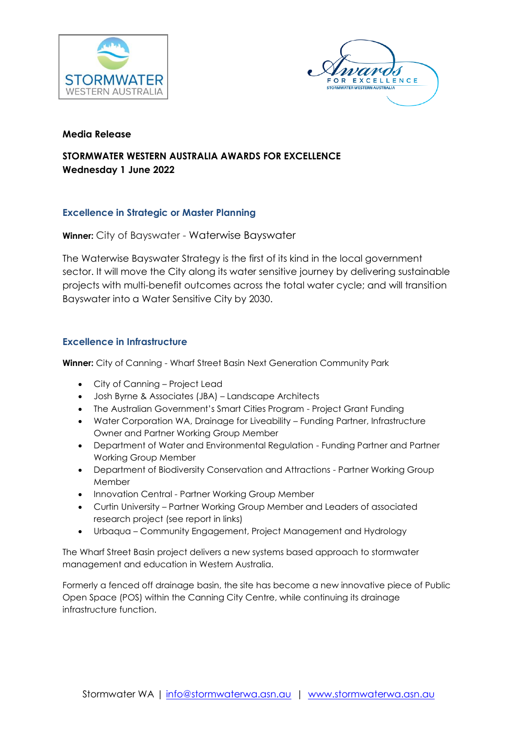**Media Release**

**STORMWATER WESTERN AUSTRALIA AWARDS FOR EXCELLENCE**
**Wednesday 1 June 2022**

## Excellence in Strategic or Master Planning

**Winner:** City of Bayswater - Waterwise Bayswater

The Waterwise Bayswater Strategy is the first of its kind in the local government sector. It will move the City along its water sensitive journey by delivering sustainable projects with multi-benefit outcomes across the total water cycle; and will transition Bayswater into a Water Sensitive City by 2030.

## Excellence in Infrastructure

**Winner:** City of Canning - Wharf Street Basin Next Generation Community Park

- City of Canning – Project Lead
- Josh Byrne & Associates (JBA) – Landscape Architects
- The Australian Government's Smart Cities Program - Project Grant Funding
- Water Corporation WA, Drainage for Liveability – Funding Partner, Infrastructure Owner and Partner Working Group Member
- Department of Water and Environmental Regulation - Funding Partner and Partner Working Group Member
- Department of Biodiversity Conservation and Attractions - Partner Working Group Member
- Innovation Central - Partner Working Group Member
- Curtin University – Partner Working Group Member and Leaders of associated research project (see report in links)
- Urbaqua – Community Engagement, Project Management and Hydrology

The Wharf Street Basin project delivers a new systems based approach to stormwater management and education in Western Australia.

Formerly a fenced off drainage basin, the site has become a new innovative piece of Public Open Space (POS) within the Canning City Centre, while continuing its drainage infrastructure function.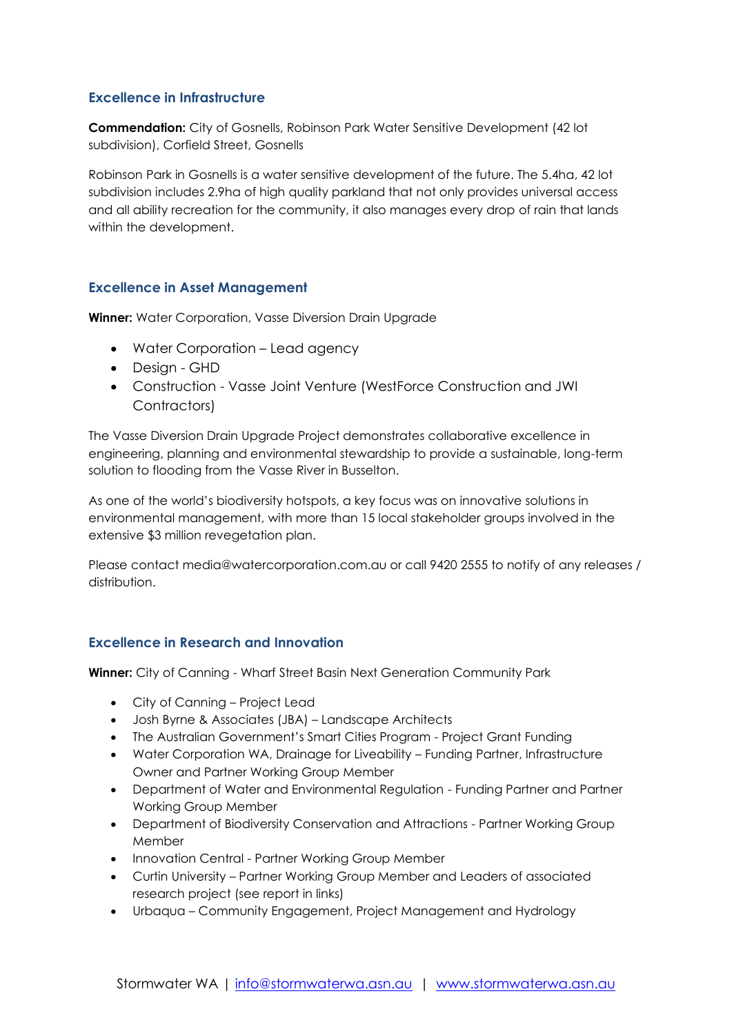### Excellence in Infrastructure

**Commendation:** City of Gosnells, Robinson Park Water Sensitive Development (42 lot subdivision), Corfield Street, Gosnells

Robinson Park in Gosnells is a water sensitive development of the future. The 5.4ha, 42 lot subdivision includes 2.9ha of high quality parkland that not only provides universal access and all ability recreation for the community, it also manages every drop of rain that lands within the development.

### Excellence in Asset Management

**Winner:** Water Corporation, Vasse Diversion Drain Upgrade

- Water Corporation – Lead agency
- Design - GHD
- Construction - Vasse Joint Venture (WestForce Construction and JWI Contractors)

The Vasse Diversion Drain Upgrade Project demonstrates collaborative excellence in engineering, planning and environmental stewardship to provide a sustainable, long-term solution to flooding from the Vasse River in Busselton.

As one of the world's biodiversity hotspots, a key focus was on innovative solutions in environmental management, with more than 15 local stakeholder groups involved in the extensive $3 million revegetation plan.

Please contact media@watercorporation.com.au or call 9420 2555 to notify of any releases / distribution.

### Excellence in Research and Innovation

**Winner:** City of Canning - Wharf Street Basin Next Generation Community Park

- City of Canning – Project Lead
- Josh Byrne & Associates (JBA) – Landscape Architects
- The Australian Government's Smart Cities Program - Project Grant Funding
- Water Corporation WA, Drainage for Liveability – Funding Partner, Infrastructure Owner and Partner Working Group Member
- Department of Water and Environmental Regulation - Funding Partner and Partner Working Group Member
- Department of Biodiversity Conservation and Attractions - Partner Working Group Member
- Innovation Central - Partner Working Group Member
- Curtin University – Partner Working Group Member and Leaders of associated research project (see report in links)
- Urbaqua – Community Engagement, Project Management and Hydrology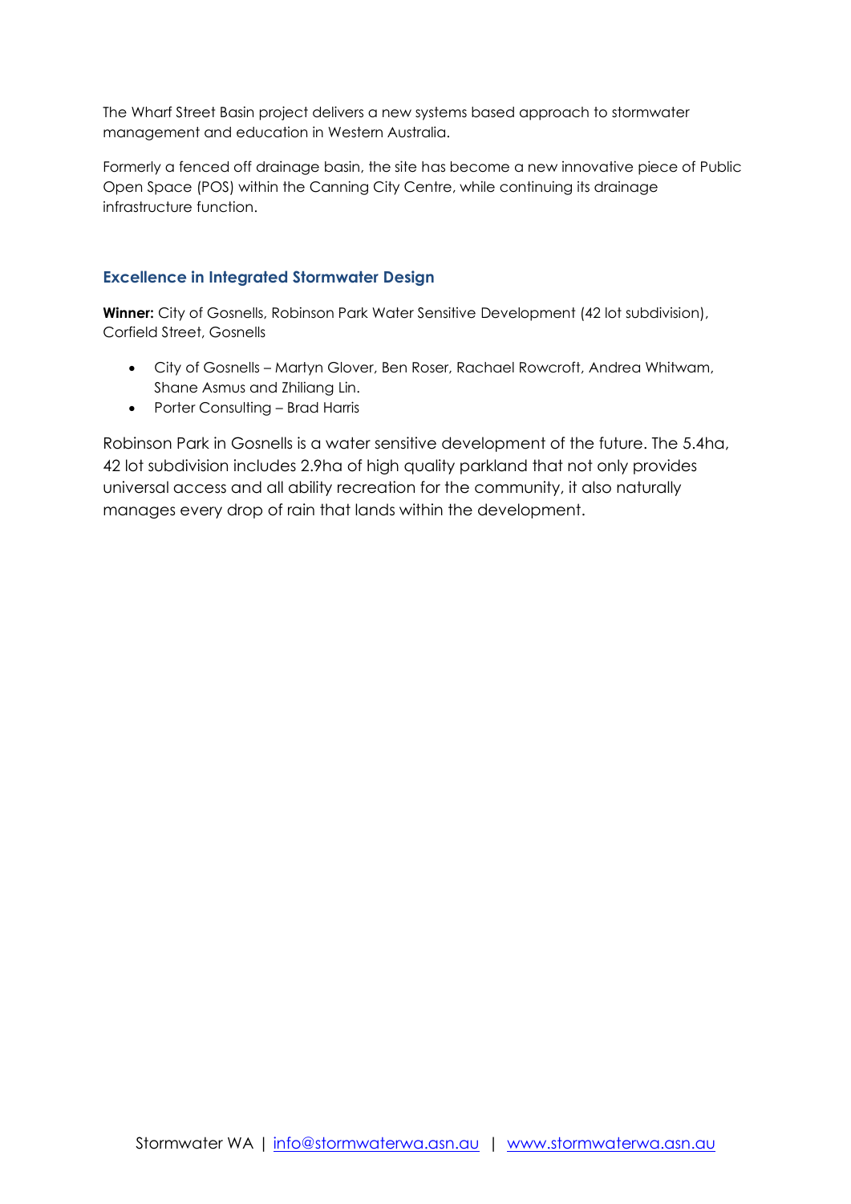The Wharf Street Basin project delivers a new systems based approach to stormwater management and education in Western Australia.

Formerly a fenced off drainage basin, the site has become a new innovative piece of Public Open Space (POS) within the Canning City Centre, while continuing its drainage infrastructure function.

### Excellence in Integrated Stormwater Design

**Winner:** City of Gosnells, Robinson Park Water Sensitive Development (42 lot subdivision), Corfield Street, Gosnells

- City of Gosnells – Martyn Glover, Ben Roser, Rachael Rowcroft, Andrea Whitwam, Shane Asmus and Zhiliang Lin.
- Porter Consulting – Brad Harris

Robinson Park in Gosnells is a water sensitive development of the future. The 5.4ha, 42 lot subdivision includes 2.9ha of high quality parkland that not only provides universal access and all ability recreation for the community, it also naturally manages every drop of rain that lands within the development.